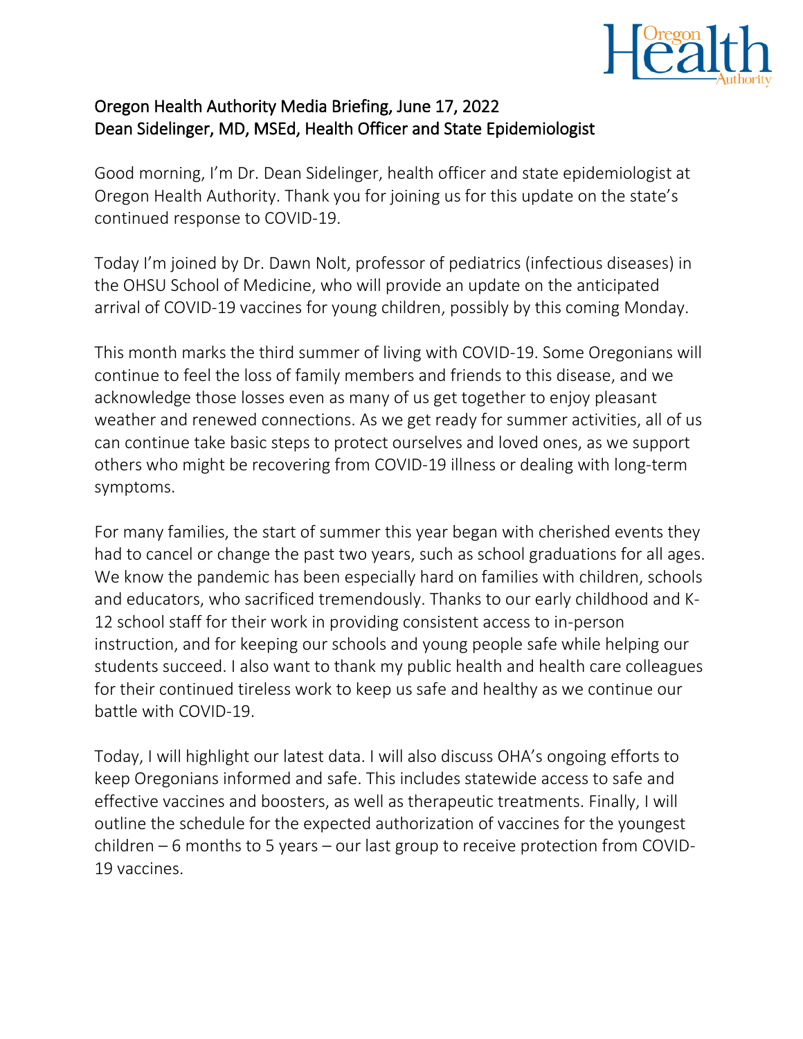**Oregon Health Authority Media Briefing, June 17, 2022**
**Dean Sidelinger, MD, MSEd, Health Officer and State Epidemiologist**

Good morning, I'm Dr. Dean Sidelinger, health officer and state epidemiologist at Oregon Health Authority. Thank you for joining us for this update on the state's continued response to COVID-19.

Today I'm joined by Dr. Dawn Nolt, professor of pediatrics (infectious diseases) in the OHSU School of Medicine, who will provide an update on the anticipated arrival of COVID-19 vaccines for young children, possibly by this coming Monday.

This month marks the third summer of living with COVID-19. Some Oregonians will continue to feel the loss of family members and friends to this disease, and we acknowledge those losses even as many of us get together to enjoy pleasant weather and renewed connections. As we get ready for summer activities, all of us can continue take basic steps to protect ourselves and loved ones, as we support others who might be recovering from COVID-19 illness or dealing with long-term symptoms.

For many families, the start of summer this year began with cherished events they had to cancel or change the past two years, such as school graduations for all ages. We know the pandemic has been especially hard on families with children, schools and educators, who sacrificed tremendously. Thanks to our early childhood and K-12 school staff for their work in providing consistent access to in-person instruction, and for keeping our schools and young people safe while helping our students succeed. I also want to thank my public health and health care colleagues for their continued tireless work to keep us safe and healthy as we continue our battle with COVID-19.

Today, I will highlight our latest data. I will also discuss OHA's ongoing efforts to keep Oregonians informed and safe. This includes statewide access to safe and effective vaccines and boosters, as well as therapeutic treatments. Finally, I will outline the schedule for the expected authorization of vaccines for the youngest children – 6 months to 5 years – our last group to receive protection from COVID-19 vaccines.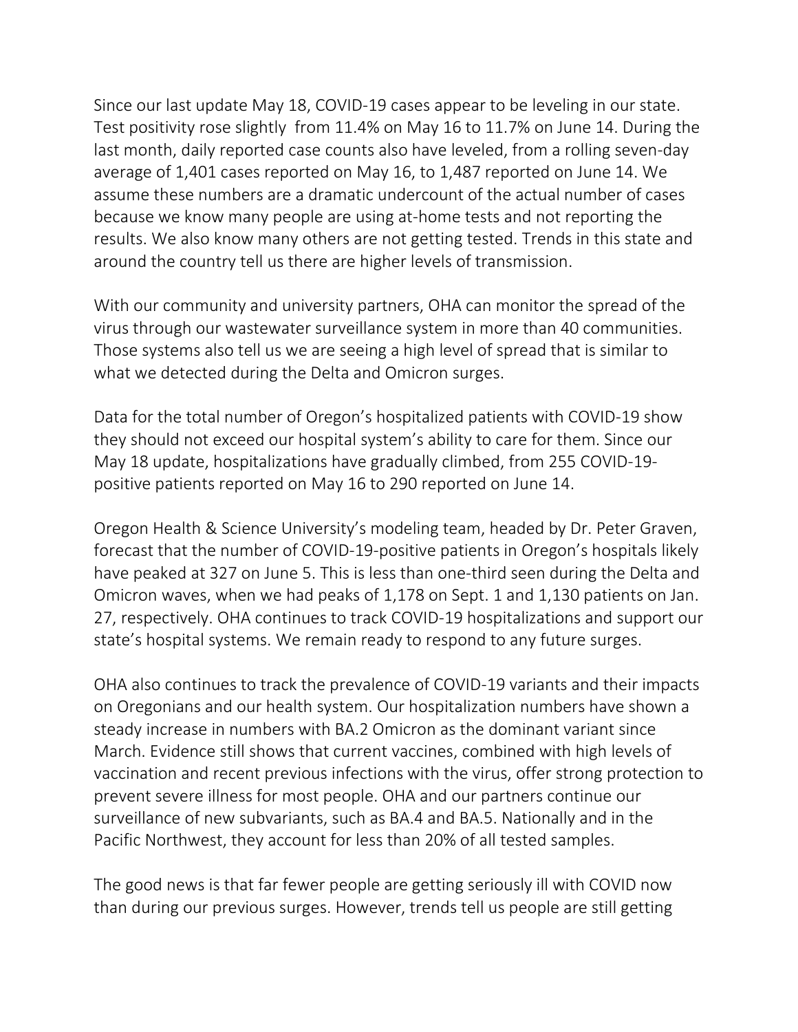Since our last update May 18, COVID-19 cases appear to be leveling in our state. Test positivity rose slightly from 11.4% on May 16 to 11.7% on June 14. During the last month, daily reported case counts also have leveled, from a rolling seven-day average of 1,401 cases reported on May 16, to 1,487 reported on June 14. We assume these numbers are a dramatic undercount of the actual number of cases because we know many people are using at-home tests and not reporting the results. We also know many others are not getting tested. Trends in this state and around the country tell us there are higher levels of transmission.

With our community and university partners, OHA can monitor the spread of the virus through our wastewater surveillance system in more than 40 communities. Those systems also tell us we are seeing a high level of spread that is similar to what we detected during the Delta and Omicron surges.

Data for the total number of Oregon's hospitalized patients with COVID-19 show they should not exceed our hospital system's ability to care for them. Since our May 18 update, hospitalizations have gradually climbed, from 255 COVID-19-positive patients reported on May 16 to 290 reported on June 14.

Oregon Health & Science University's modeling team, headed by Dr. Peter Graven, forecast that the number of COVID-19-positive patients in Oregon's hospitals likely have peaked at 327 on June 5. This is less than one-third seen during the Delta and Omicron waves, when we had peaks of 1,178 on Sept. 1 and 1,130 patients on Jan. 27, respectively. OHA continues to track COVID-19 hospitalizations and support our state's hospital systems. We remain ready to respond to any future surges.

OHA also continues to track the prevalence of COVID-19 variants and their impacts on Oregonians and our health system. Our hospitalization numbers have shown a steady increase in numbers with BA.2 Omicron as the dominant variant since March. Evidence still shows that current vaccines, combined with high levels of vaccination and recent previous infections with the virus, offer strong protection to prevent severe illness for most people. OHA and our partners continue our surveillance of new subvariants, such as BA.4 and BA.5. Nationally and in the Pacific Northwest, they account for less than 20% of all tested samples.

The good news is that far fewer people are getting seriously ill with COVID now than during our previous surges. However, trends tell us people are still getting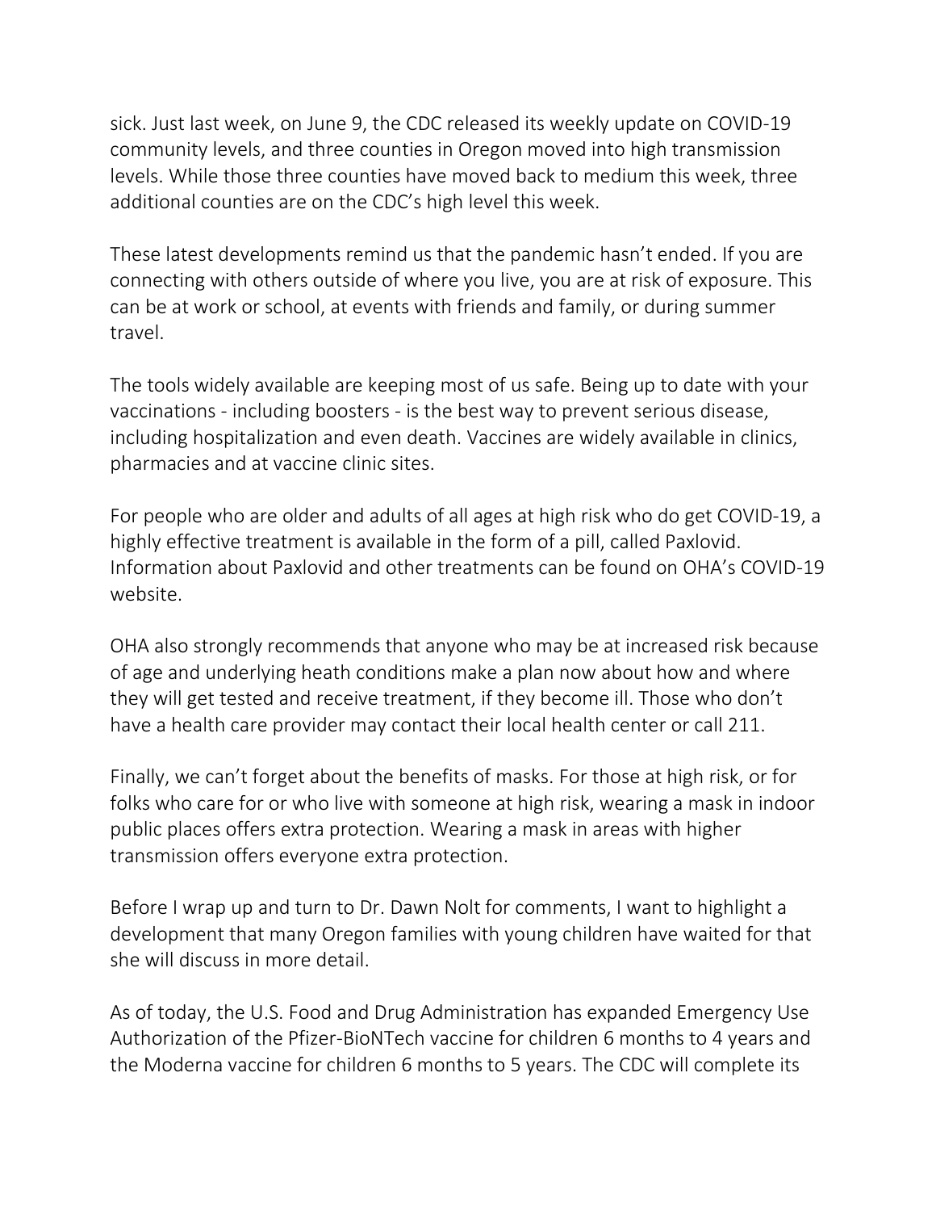sick. Just last week, on June 9, the CDC released its weekly update on COVID-19 community levels, and three counties in Oregon moved into high transmission levels. While those three counties have moved back to medium this week, three additional counties are on the CDC's high level this week.

These latest developments remind us that the pandemic hasn't ended. If you are connecting with others outside of where you live, you are at risk of exposure. This can be at work or school, at events with friends and family, or during summer travel.

The tools widely available are keeping most of us safe. Being up to date with your vaccinations - including boosters - is the best way to prevent serious disease, including hospitalization and even death. Vaccines are widely available in clinics, pharmacies and at vaccine clinic sites.

For people who are older and adults of all ages at high risk who do get COVID-19, a highly effective treatment is available in the form of a pill, called Paxlovid. Information about Paxlovid and other treatments can be found on OHA's COVID-19 website.

OHA also strongly recommends that anyone who may be at increased risk because of age and underlying heath conditions make a plan now about how and where they will get tested and receive treatment, if they become ill. Those who don't have a health care provider may contact their local health center or call 211.

Finally, we can't forget about the benefits of masks. For those at high risk, or for folks who care for or who live with someone at high risk, wearing a mask in indoor public places offers extra protection. Wearing a mask in areas with higher transmission offers everyone extra protection.

Before I wrap up and turn to Dr. Dawn Nolt for comments, I want to highlight a development that many Oregon families with young children have waited for that she will discuss in more detail.

As of today, the U.S. Food and Drug Administration has expanded Emergency Use Authorization of the Pfizer-BioNTech vaccine for children 6 months to 4 years and the Moderna vaccine for children 6 months to 5 years. The CDC will complete its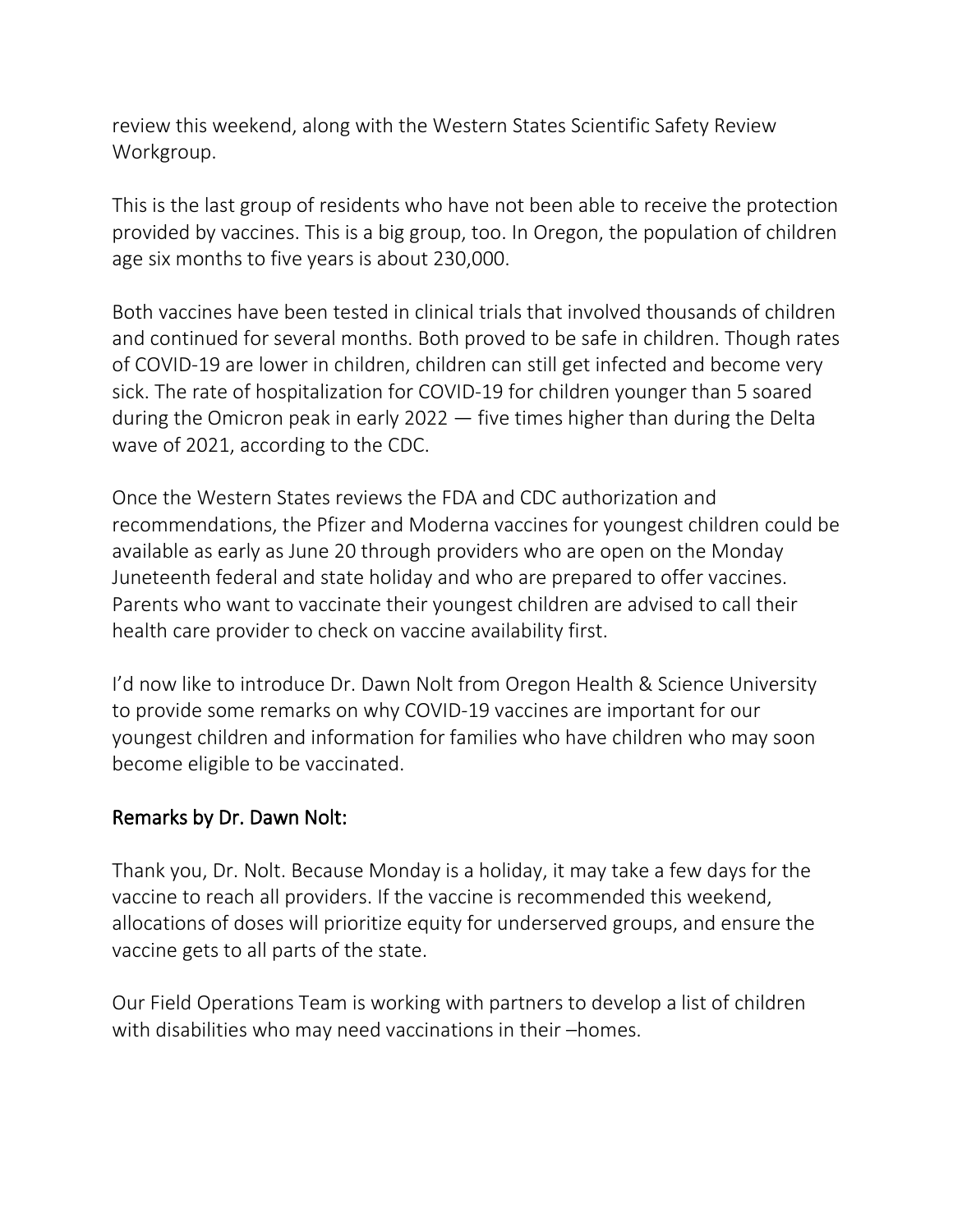review this weekend, along with the Western States Scientific Safety Review Workgroup.

This is the last group of residents who have not been able to receive the protection provided by vaccines. This is a big group, too. In Oregon, the population of children age six months to five years is about 230,000.

Both vaccines have been tested in clinical trials that involved thousands of children and continued for several months. Both proved to be safe in children. Though rates of COVID-19 are lower in children, children can still get infected and become very sick. The rate of hospitalization for COVID-19 for children younger than 5 soared during the Omicron peak in early 2022 — five times higher than during the Delta wave of 2021, according to the CDC.

Once the Western States reviews the FDA and CDC authorization and recommendations, the Pfizer and Moderna vaccines for youngest children could be available as early as June 20 through providers who are open on the Monday Juneteenth federal and state holiday and who are prepared to offer vaccines. Parents who want to vaccinate their youngest children are advised to call their health care provider to check on vaccine availability first.

I'd now like to introduce Dr. Dawn Nolt from Oregon Health & Science University to provide some remarks on why COVID-19 vaccines are important for our youngest children and information for families who have children who may soon become eligible to be vaccinated.

## Remarks by Dr. Dawn Nolt:

Thank you, Dr. Nolt. Because Monday is a holiday, it may take a few days for the vaccine to reach all providers. If the vaccine is recommended this weekend, allocations of doses will prioritize equity for underserved groups, and ensure the vaccine gets to all parts of the state.

Our Field Operations Team is working with partners to develop a list of children with disabilities who may need vaccinations in their –homes.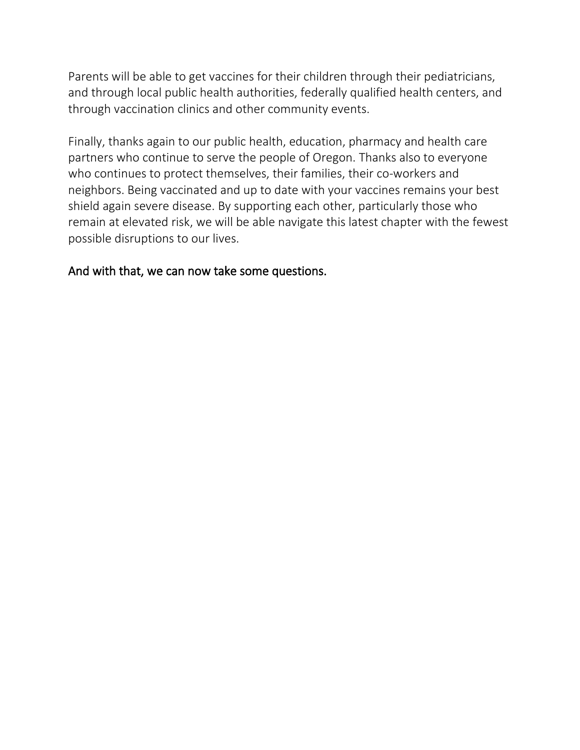Parents will be able to get vaccines for their children through their pediatricians, and through local public health authorities, federally qualified health centers, and through vaccination clinics and other community events.

Finally, thanks again to our public health, education, pharmacy and health care partners who continue to serve the people of Oregon. Thanks also to everyone who continues to protect themselves, their families, their co-workers and neighbors. Being vaccinated and up to date with your vaccines remains your best shield again severe disease. By supporting each other, particularly those who remain at elevated risk, we will be able navigate this latest chapter with the fewest possible disruptions to our lives.

And with that, we can now take some questions.